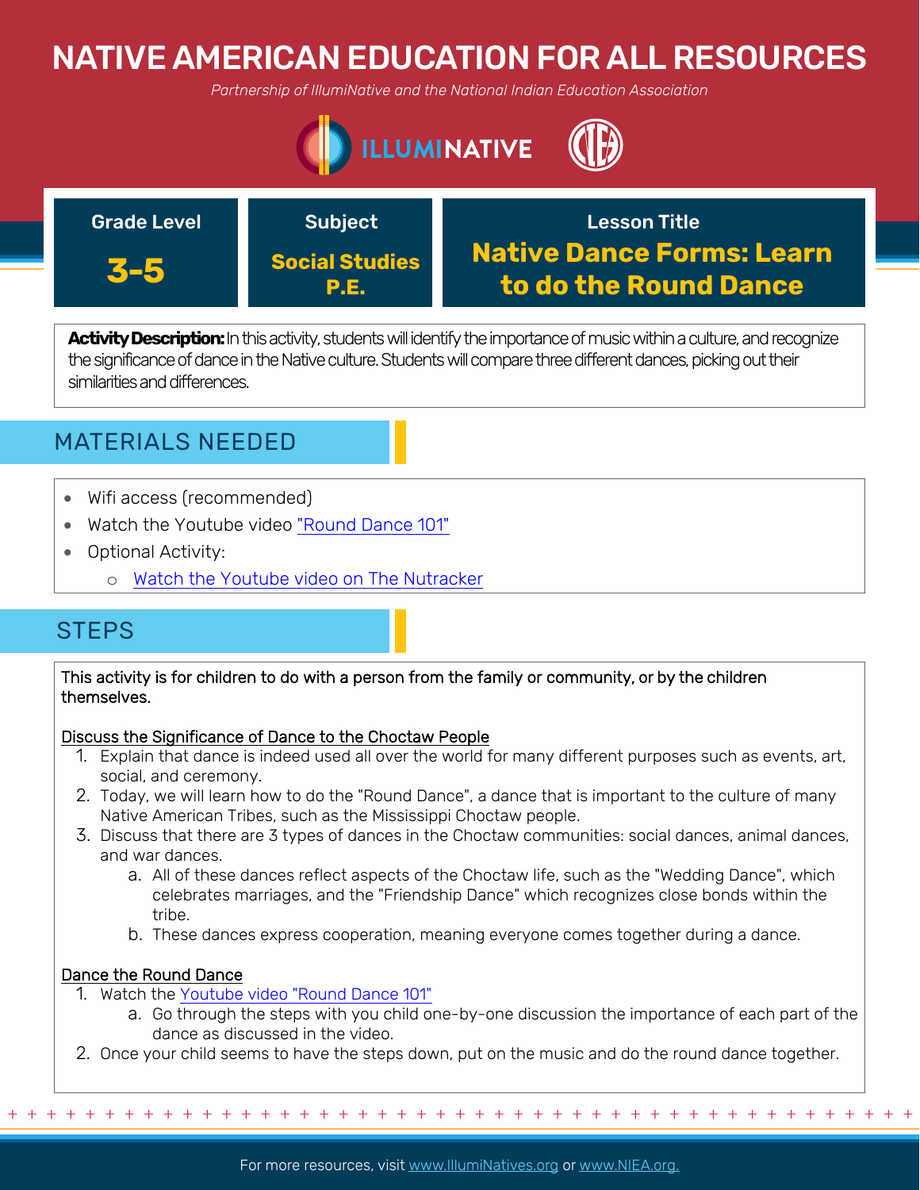# NATIVE AMERICAN EDUCATION FOR ALL RESOURCES

*Partnership of IllumiNative and the National Indian Education Association*

| Grade Level | Subject | Lesson Title |
|---|---|---|
| **3-5** | **Social Studies P.E.** | **Native Dance Forms: Learn to do the Round Dance** |

**Activity Description:** In this activity, students will identify the importance of music within a culture, and recognize the significance of dance in the Native culture. Students will compare three different dances, picking out their similarities and differences.

## MATERIALS NEEDED

- Wifi access (recommended)
- Watch the Youtube video "Round Dance 101"
- Optional Activity:
  - Watch the Youtube video on The Nutracker

## STEPS

This activity is for children to do with a person from the family or community, or by the children themselves.

Discuss the Significance of Dance to the Choctaw People

1. Explain that dance is indeed used all over the world for many different purposes such as events, art, social, and ceremony.
2. Today, we will learn how to do the "Round Dance", a dance that is important to the culture of many Native American Tribes, such as the Mississippi Choctaw people.
3. Discuss that there are 3 types of dances in the Choctaw communities: social dances, animal dances, and war dances.
   a. All of these dances reflect aspects of the Choctaw life, such as the "Wedding Dance", which celebrates marriages, and the "Friendship Dance" which recognizes close bonds within the tribe.
   b. These dances express cooperation, meaning everyone comes together during a dance.

Dance the Round Dance

1. Watch the Youtube video "Round Dance 101"
   a. Go through the steps with you child one-by-one discussion the importance of each part of the dance as discussed in the video.
2. Once your child seems to have the steps down, put on the music and do the round dance together.

For more resources, visit www.IllumiNatives.org or www.NIEA.org.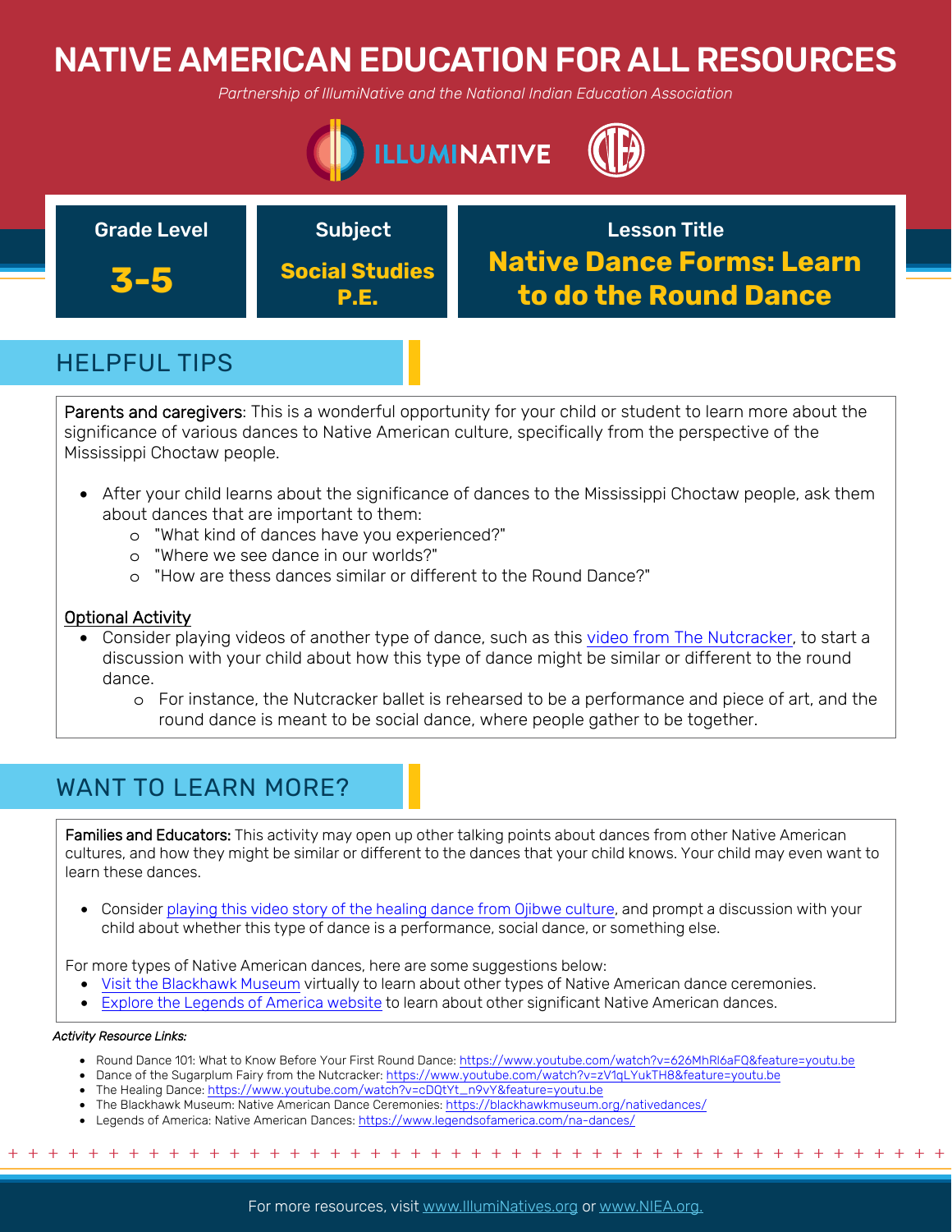# NATIVE AMERICAN EDUCATION FOR ALL RESOURCES

*Partnership of IllumiNative and the National Indian Education Association*

| Grade Level | Subject | Lesson Title |
| --- | --- | --- |
| **3-5** | **Social Studies P.E.** | **Native Dance Forms: Learn to do the Round Dance** |

## HELPFUL TIPS

Parents and caregivers: This is a wonderful opportunity for your child or student to learn more about the significance of various dances to Native American culture, specifically from the perspective of the Mississippi Choctaw people.

- After your child learns about the significance of dances to the Mississippi Choctaw people, ask them about dances that are important to them:
  - "What kind of dances have you experienced?"
  - "Where we see dance in our worlds?"
  - "How are thess dances similar or different to the Round Dance?"

Optional Activity

- Consider playing videos of another type of dance, such as this video from The Nutcracker, to start a discussion with your child about how this type of dance might be similar or different to the round dance.
  - For instance, the Nutcracker ballet is rehearsed to be a performance and piece of art, and the round dance is meant to be social dance, where people gather to be together.

## WANT TO LEARN MORE?

Families and Educators: This activity may open up other talking points about dances from other Native American cultures, and how they might be similar or different to the dances that your child knows. Your child may even want to learn these dances.

- Consider playing this video story of the healing dance from Ojibwe culture, and prompt a discussion with your child about whether this type of dance is a performance, social dance, or something else.

For more types of Native American dances, here are some suggestions below:

- Visit the Blackhawk Museum virtually to learn about other types of Native American dance ceremonies.
- Explore the Legends of America website to learn about other significant Native American dances.

*Activity Resource Links:*

- Round Dance 101: What to Know Before Your First Round Dance: https://www.youtube.com/watch?v=626MhRl6aFQ&feature=youtu.be
- Dance of the Sugarplum Fairy from the Nutcracker: https://www.youtube.com/watch?v=zV1qLYukTH8&feature=youtu.be
- The Healing Dance: https://www.youtube.com/watch?v=cDQtYt_n9vY&feature=youtu.be
- The Blackhawk Museum: Native American Dance Ceremonies: https://blackhawkmuseum.org/nativedances/
- Legends of America: Native American Dances: https://www.legendsofamerica.com/na-dances/

For more resources, visit www.IllumiNatives.org or www.NIEA.org.